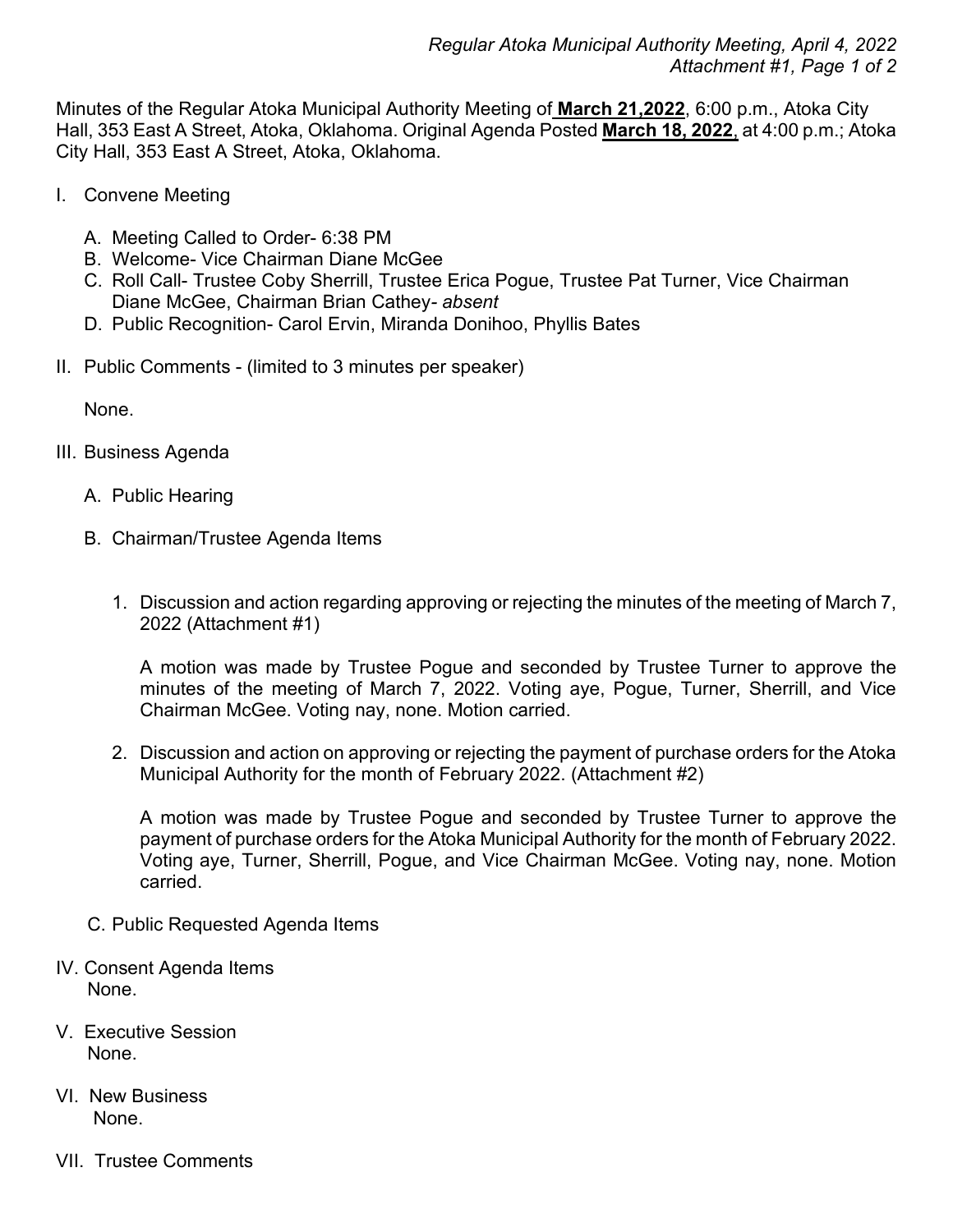Minutes of the Regular Atoka Municipal Authority Meeting of **March 21,2022**, 6:00 p.m., Atoka City Hall, 353 East A Street, Atoka, Oklahoma. Original Agenda Posted **March 18, 2022**, at 4:00 p.m.; Atoka City Hall, 353 East A Street, Atoka, Oklahoma.

I. Convene Meeting

   A. Meeting Called to Order- 6:38 PM
   B. Welcome- Vice Chairman Diane McGee
   C. Roll Call- Trustee Coby Sherrill, Trustee Erica Pogue, Trustee Pat Turner, Vice Chairman Diane McGee, Chairman Brian Cathey- *absent*
   D. Public Recognition- Carol Ervin, Miranda Donihoo, Phyllis Bates

II. Public Comments - (limited to 3 minutes per speaker)

   None.

III. Business Agenda

   A. Public Hearing

   B. Chairman/Trustee Agenda Items

      1. Discussion and action regarding approving or rejecting the minutes of the meeting of March 7, 2022 (Attachment #1)

         A motion was made by Trustee Pogue and seconded by Trustee Turner to approve the minutes of the meeting of March 7, 2022. Voting aye, Pogue, Turner, Sherrill, and Vice Chairman McGee. Voting nay, none. Motion carried.

      2. Discussion and action on approving or rejecting the payment of purchase orders for the Atoka Municipal Authority for the month of February 2022. (Attachment #2)

         A motion was made by Trustee Pogue and seconded by Trustee Turner to approve the payment of purchase orders for the Atoka Municipal Authority for the month of February 2022. Voting aye, Turner, Sherrill, Pogue, and Vice Chairman McGee. Voting nay, none. Motion carried.

   C. Public Requested Agenda Items

IV. Consent Agenda Items
   None.

V. Executive Session
   None.

VI. New Business
   None.

VII. Trustee Comments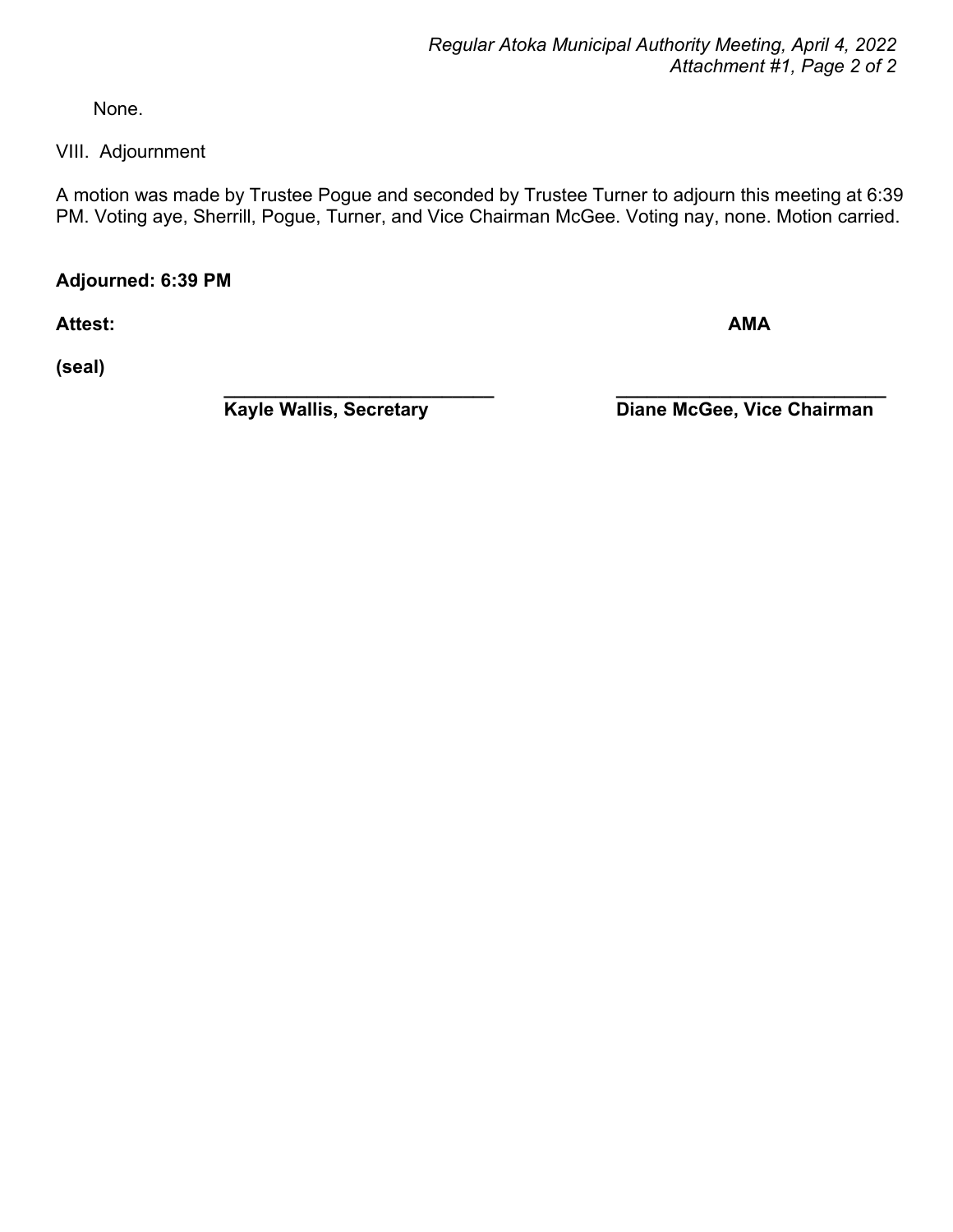None.

VIII. Adjournment

A motion was made by Trustee Pogue and seconded by Trustee Turner to adjourn this meeting at 6:39 PM. Voting aye, Sherrill, Pogue, Turner, and Vice Chairman McGee. Voting nay, none. Motion carried.

**Adjourned: 6:39 PM**

**Attest:** **AMA**

**(seal)**

**\_\_\_\_\_\_\_\_\_\_\_\_\_\_\_\_\_\_\_\_\_\_\_\_\_\_\_**
**Kayle Wallis, Secretary**

**\_\_\_\_\_\_\_\_\_\_\_\_\_\_\_\_\_\_\_\_\_\_\_\_\_\_\_**
**Diane McGee, Vice Chairman**